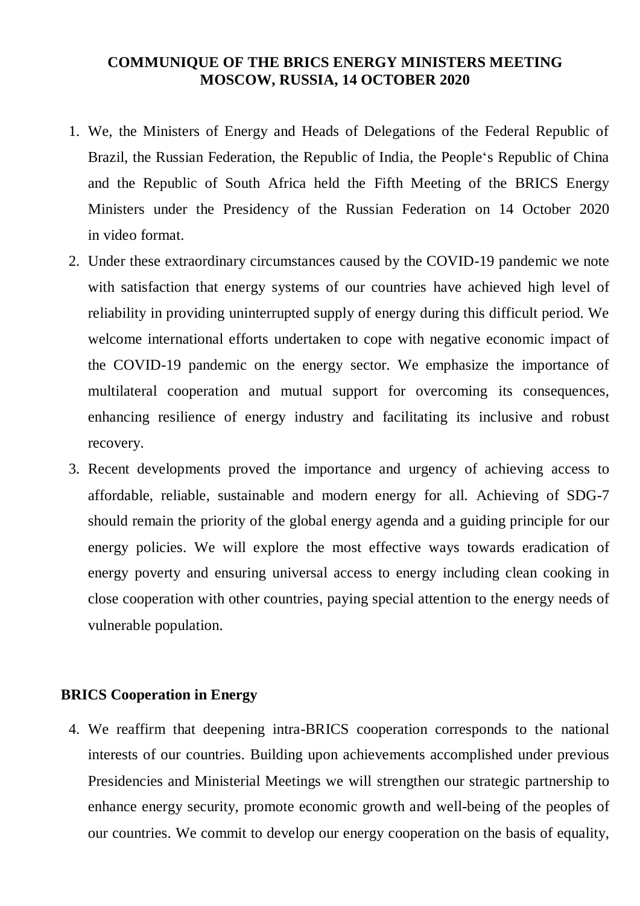# COMMUNIQUE OF THE BRICS ENERGY MINISTERS MEETING MOSCOW, RUSSIA, 14 OCTOBER 2020

1. We, the Ministers of Energy and Heads of Delegations of the Federal Republic of Brazil, the Russian Federation, the Republic of India, the People's Republic of China and the Republic of South Africa held the Fifth Meeting of the BRICS Energy Ministers under the Presidency of the Russian Federation on 14 October 2020 in video format.
2. Under these extraordinary circumstances caused by the COVID-19 pandemic we note with satisfaction that energy systems of our countries have achieved high level of reliability in providing uninterrupted supply of energy during this difficult period. We welcome international efforts undertaken to cope with negative economic impact of the COVID-19 pandemic on the energy sector. We emphasize the importance of multilateral cooperation and mutual support for overcoming its consequences, enhancing resilience of energy industry and facilitating its inclusive and robust recovery.
3. Recent developments proved the importance and urgency of achieving access to affordable, reliable, sustainable and modern energy for all. Achieving of SDG-7 should remain the priority of the global energy agenda and a guiding principle for our energy policies. We will explore the most effective ways towards eradication of energy poverty and ensuring universal access to energy including clean cooking in close cooperation with other countries, paying special attention to the energy needs of vulnerable population.

## BRICS Cooperation in Energy

4. We reaffirm that deepening intra-BRICS cooperation corresponds to the national interests of our countries. Building upon achievements accomplished under previous Presidencies and Ministerial Meetings we will strengthen our strategic partnership to enhance energy security, promote economic growth and well-being of the peoples of our countries. We commit to develop our energy cooperation on the basis of equality,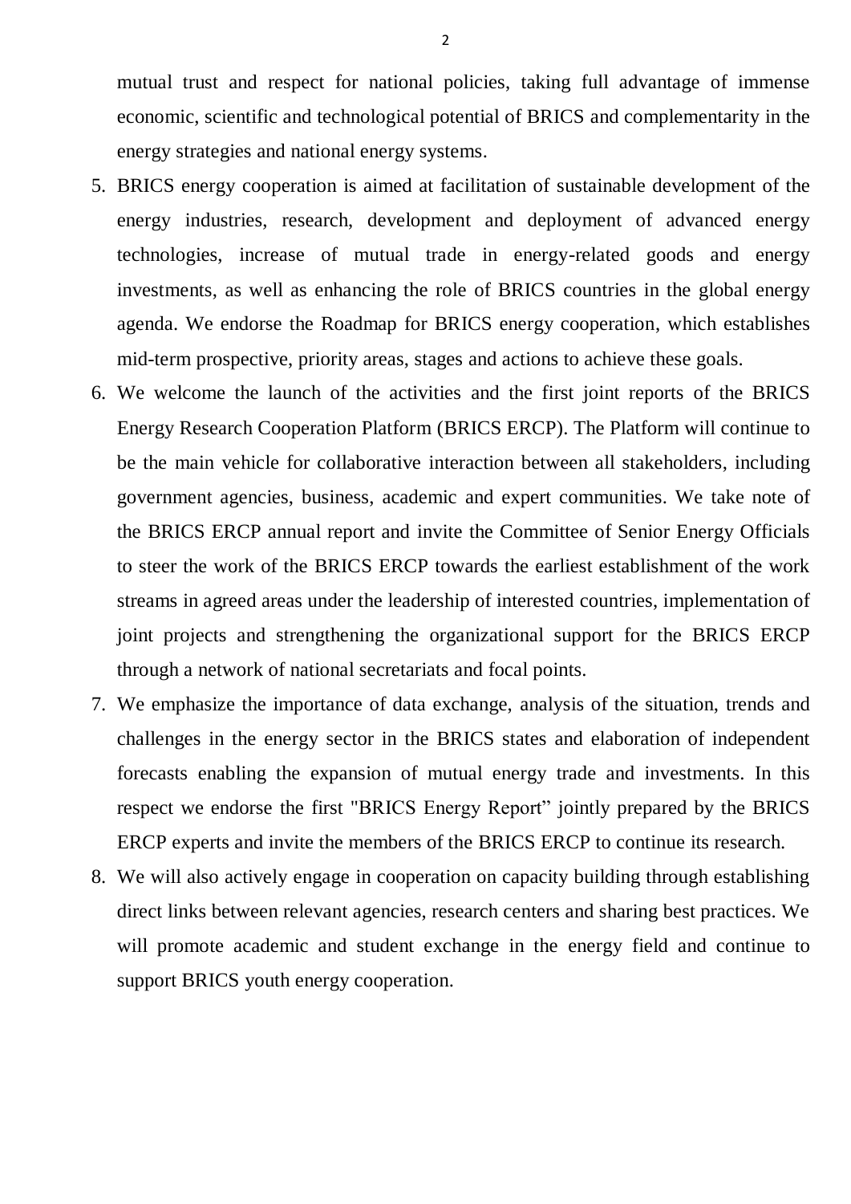mutual trust and respect for national policies, taking full advantage of immense economic, scientific and technological potential of BRICS and complementarity in the energy strategies and national energy systems.

5. BRICS energy cooperation is aimed at facilitation of sustainable development of the energy industries, research, development and deployment of advanced energy technologies, increase of mutual trade in energy-related goods and energy investments, as well as enhancing the role of BRICS countries in the global energy agenda. We endorse the Roadmap for BRICS energy cooperation, which establishes mid-term prospective, priority areas, stages and actions to achieve these goals.
6. We welcome the launch of the activities and the first joint reports of the BRICS Energy Research Cooperation Platform (BRICS ERCP). The Platform will continue to be the main vehicle for collaborative interaction between all stakeholders, including government agencies, business, academic and expert communities. We take note of the BRICS ERCP annual report and invite the Committee of Senior Energy Officials to steer the work of the BRICS ERCP towards the earliest establishment of the work streams in agreed areas under the leadership of interested countries, implementation of joint projects and strengthening the organizational support for the BRICS ERCP through a network of national secretariats and focal points.
7. We emphasize the importance of data exchange, analysis of the situation, trends and challenges in the energy sector in the BRICS states and elaboration of independent forecasts enabling the expansion of mutual energy trade and investments. In this respect we endorse the first "BRICS Energy Report" jointly prepared by the BRICS ERCP experts and invite the members of the BRICS ERCP to continue its research.
8. We will also actively engage in cooperation on capacity building through establishing direct links between relevant agencies, research centers and sharing best practices. We will promote academic and student exchange in the energy field and continue to support BRICS youth energy cooperation.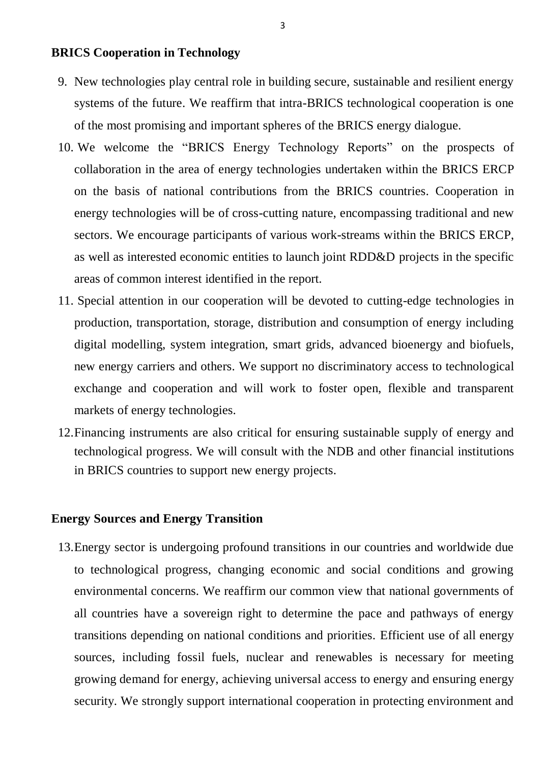## BRICS Cooperation in Technology

9. New technologies play central role in building secure, sustainable and resilient energy systems of the future. We reaffirm that intra-BRICS technological cooperation is one of the most promising and important spheres of the BRICS energy dialogue.
10. We welcome the "BRICS Energy Technology Reports" on the prospects of collaboration in the area of energy technologies undertaken within the BRICS ERCP on the basis of national contributions from the BRICS countries. Cooperation in energy technologies will be of cross-cutting nature, encompassing traditional and new sectors. We encourage participants of various work-streams within the BRICS ERCP, as well as interested economic entities to launch joint RDD&D projects in the specific areas of common interest identified in the report.
11. Special attention in our cooperation will be devoted to cutting-edge technologies in production, transportation, storage, distribution and consumption of energy including digital modelling, system integration, smart grids, advanced bioenergy and biofuels, new energy carriers and others. We support no discriminatory access to technological exchange and cooperation and will work to foster open, flexible and transparent markets of energy technologies.
12. Financing instruments are also critical for ensuring sustainable supply of energy and technological progress. We will consult with the NDB and other financial institutions in BRICS countries to support new energy projects.

## Energy Sources and Energy Transition

13. Energy sector is undergoing profound transitions in our countries and worldwide due to technological progress, changing economic and social conditions and growing environmental concerns. We reaffirm our common view that national governments of all countries have a sovereign right to determine the pace and pathways of energy transitions depending on national conditions and priorities. Efficient use of all energy sources, including fossil fuels, nuclear and renewables is necessary for meeting growing demand for energy, achieving universal access to energy and ensuring energy security. We strongly support international cooperation in protecting environment and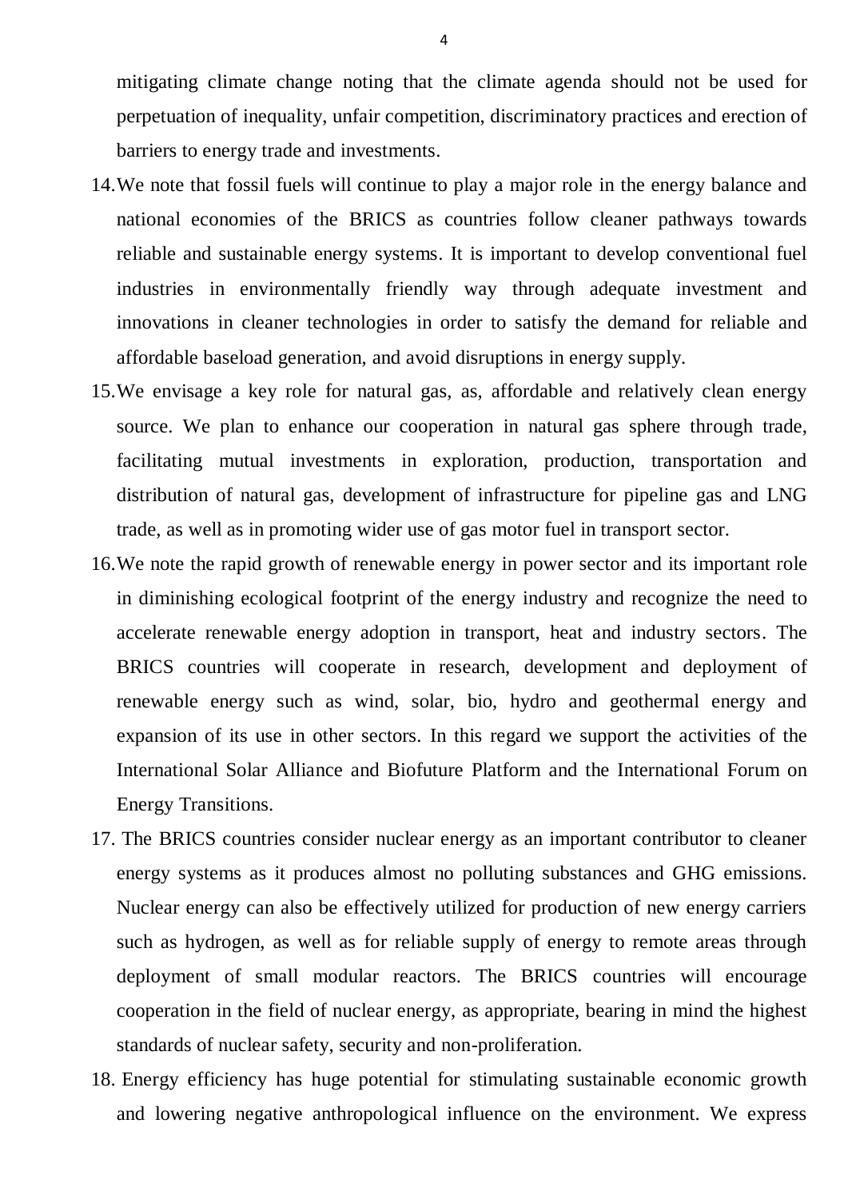mitigating climate change noting that the climate agenda should not be used for perpetuation of inequality, unfair competition, discriminatory practices and erection of barriers to energy trade and investments.

14. We note that fossil fuels will continue to play a major role in the energy balance and national economies of the BRICS as countries follow cleaner pathways towards reliable and sustainable energy systems. It is important to develop conventional fuel industries in environmentally friendly way through adequate investment and innovations in cleaner technologies in order to satisfy the demand for reliable and affordable baseload generation, and avoid disruptions in energy supply.

15. We envisage a key role for natural gas, as, affordable and relatively clean energy source. We plan to enhance our cooperation in natural gas sphere through trade, facilitating mutual investments in exploration, production, transportation and distribution of natural gas, development of infrastructure for pipeline gas and LNG trade, as well as in promoting wider use of gas motor fuel in transport sector.

16. We note the rapid growth of renewable energy in power sector and its important role in diminishing ecological footprint of the energy industry and recognize the need to accelerate renewable energy adoption in transport, heat and industry sectors. The BRICS countries will cooperate in research, development and deployment of renewable energy such as wind, solar, bio, hydro and geothermal energy and expansion of its use in other sectors. In this regard we support the activities of the International Solar Alliance and Biofuture Platform and the International Forum on Energy Transitions.

17. The BRICS countries consider nuclear energy as an important contributor to cleaner energy systems as it produces almost no polluting substances and GHG emissions. Nuclear energy can also be effectively utilized for production of new energy carriers such as hydrogen, as well as for reliable supply of energy to remote areas through deployment of small modular reactors. The BRICS countries will encourage cooperation in the field of nuclear energy, as appropriate, bearing in mind the highest standards of nuclear safety, security and non-proliferation.

18. Energy efficiency has huge potential for stimulating sustainable economic growth and lowering negative anthropological influence on the environment. We express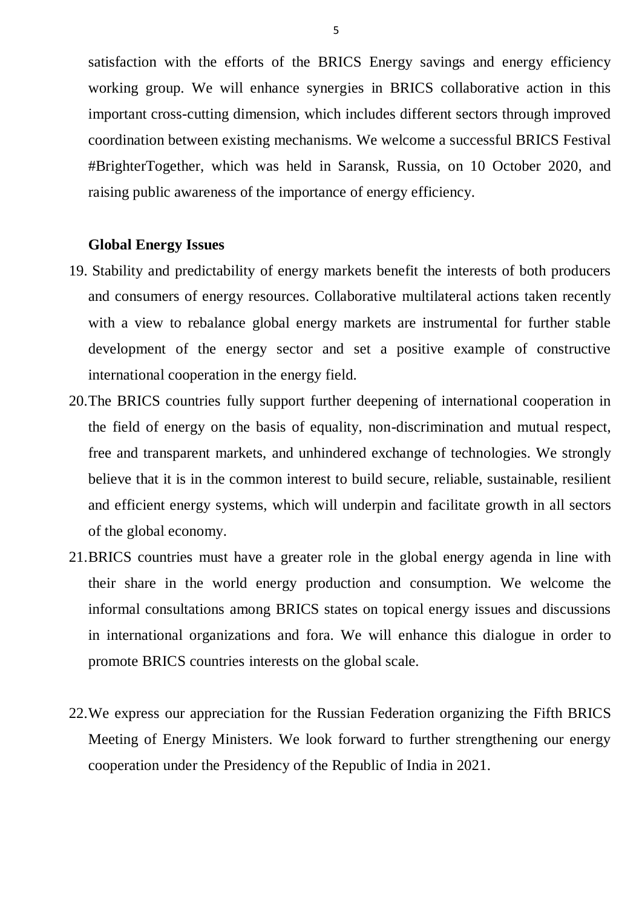satisfaction with the efforts of the BRICS Energy savings and energy efficiency working group. We will enhance synergies in BRICS collaborative action in this important cross-cutting dimension, which includes different sectors through improved coordination between existing mechanisms. We welcome a successful BRICS Festival #BrighterTogether, which was held in Saransk, Russia, on 10 October 2020, and raising public awareness of the importance of energy efficiency.

**Global Energy Issues**

19. Stability and predictability of energy markets benefit the interests of both producers and consumers of energy resources. Collaborative multilateral actions taken recently with a view to rebalance global energy markets are instrumental for further stable development of the energy sector and set a positive example of constructive international cooperation in the energy field.
20. The BRICS countries fully support further deepening of international cooperation in the field of energy on the basis of equality, non-discrimination and mutual respect, free and transparent markets, and unhindered exchange of technologies. We strongly believe that it is in the common interest to build secure, reliable, sustainable, resilient and efficient energy systems, which will underpin and facilitate growth in all sectors of the global economy.
21. BRICS countries must have a greater role in the global energy agenda in line with their share in the world energy production and consumption. We welcome the informal consultations among BRICS states on topical energy issues and discussions in international organizations and fora. We will enhance this dialogue in order to promote BRICS countries interests on the global scale.

22. We express our appreciation for the Russian Federation organizing the Fifth BRICS Meeting of Energy Ministers. We look forward to further strengthening our energy cooperation under the Presidency of the Republic of India in 2021.